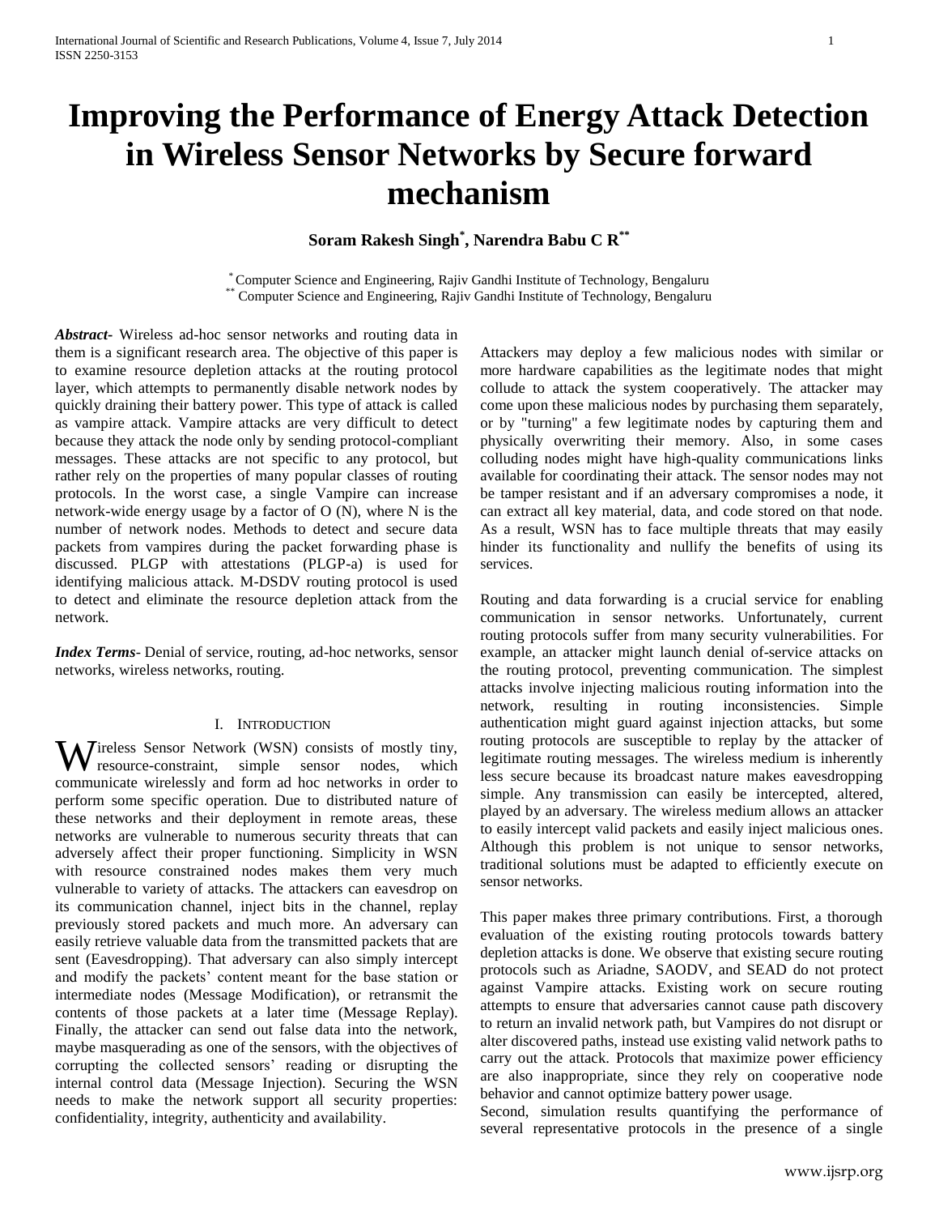# Improving the Performance of Energy Attack Detection in Wireless Sensor Networks by Secure forward mechanism

**Soram Rakesh Singh[*], Narendra Babu C R[**]**

[*] Computer Science and Engineering, Rajiv Gandhi Institute of Technology, Bengaluru
[**] Computer Science and Engineering, Rajiv Gandhi Institute of Technology, Bengaluru

***Abstract***- Wireless ad-hoc sensor networks and routing data in them is a significant research area. The objective of this paper is to examine resource depletion attacks at the routing protocol layer, which attempts to permanently disable network nodes by quickly draining their battery power. This type of attack is called as vampire attack. Vampire attacks are very difficult to detect because they attack the node only by sending protocol-compliant messages. These attacks are not specific to any protocol, but rather rely on the properties of many popular classes of routing protocols. In the worst case, a single Vampire can increase network-wide energy usage by a factor of O (N), where N is the number of network nodes. Methods to detect and secure data packets from vampires during the packet forwarding phase is discussed. PLGP with attestations (PLGP-a) is used for identifying malicious attack. M-DSDV routing protocol is used to detect and eliminate the resource depletion attack from the network.

***Index Terms***- Denial of service, routing, ad-hoc networks, sensor networks, wireless networks, routing.

## I. Introduction

Wireless Sensor Network (WSN) consists of mostly tiny, resource-constraint, simple sensor nodes, which communicate wirelessly and form ad hoc networks in order to perform some specific operation. Due to distributed nature of these networks and their deployment in remote areas, these networks are vulnerable to numerous security threats that can adversely affect their proper functioning. Simplicity in WSN with resource constrained nodes makes them very much vulnerable to variety of attacks. The attackers can eavesdrop on its communication channel, inject bits in the channel, replay previously stored packets and much more. An adversary can easily retrieve valuable data from the transmitted packets that are sent (Eavesdropping). That adversary can also simply intercept and modify the packets' content meant for the base station or intermediate nodes (Message Modification), or retransmit the contents of those packets at a later time (Message Replay). Finally, the attacker can send out false data into the network, maybe masquerading as one of the sensors, with the objectives of corrupting the collected sensors' reading or disrupting the internal control data (Message Injection). Securing the WSN needs to make the network support all security properties: confidentiality, integrity, authenticity and availability.

Attackers may deploy a few malicious nodes with similar or more hardware capabilities as the legitimate nodes that might collude to attack the system cooperatively. The attacker may come upon these malicious nodes by purchasing them separately, or by "turning" a few legitimate nodes by capturing them and physically overwriting their memory. Also, in some cases colluding nodes might have high-quality communications links available for coordinating their attack. The sensor nodes may not be tamper resistant and if an adversary compromises a node, it can extract all key material, data, and code stored on that node. As a result, WSN has to face multiple threats that may easily hinder its functionality and nullify the benefits of using its services.

Routing and data forwarding is a crucial service for enabling communication in sensor networks. Unfortunately, current routing protocols suffer from many security vulnerabilities. For example, an attacker might launch denial of-service attacks on the routing protocol, preventing communication. The simplest attacks involve injecting malicious routing information into the network, resulting in routing inconsistencies. Simple authentication might guard against injection attacks, but some routing protocols are susceptible to replay by the attacker of legitimate routing messages. The wireless medium is inherently less secure because its broadcast nature makes eavesdropping simple. Any transmission can easily be intercepted, altered, played by an adversary. The wireless medium allows an attacker to easily intercept valid packets and easily inject malicious ones. Although this problem is not unique to sensor networks, traditional solutions must be adapted to efficiently execute on sensor networks.

This paper makes three primary contributions. First, a thorough evaluation of the existing routing protocols towards battery depletion attacks is done. We observe that existing secure routing protocols such as Ariadne, SAODV, and SEAD do not protect against Vampire attacks. Existing work on secure routing attempts to ensure that adversaries cannot cause path discovery to return an invalid network path, but Vampires do not disrupt or alter discovered paths, instead use existing valid network paths to carry out the attack. Protocols that maximize power efficiency are also inappropriate, since they rely on cooperative node behavior and cannot optimize battery power usage.

Second, simulation results quantifying the performance of several representative protocols in the presence of a single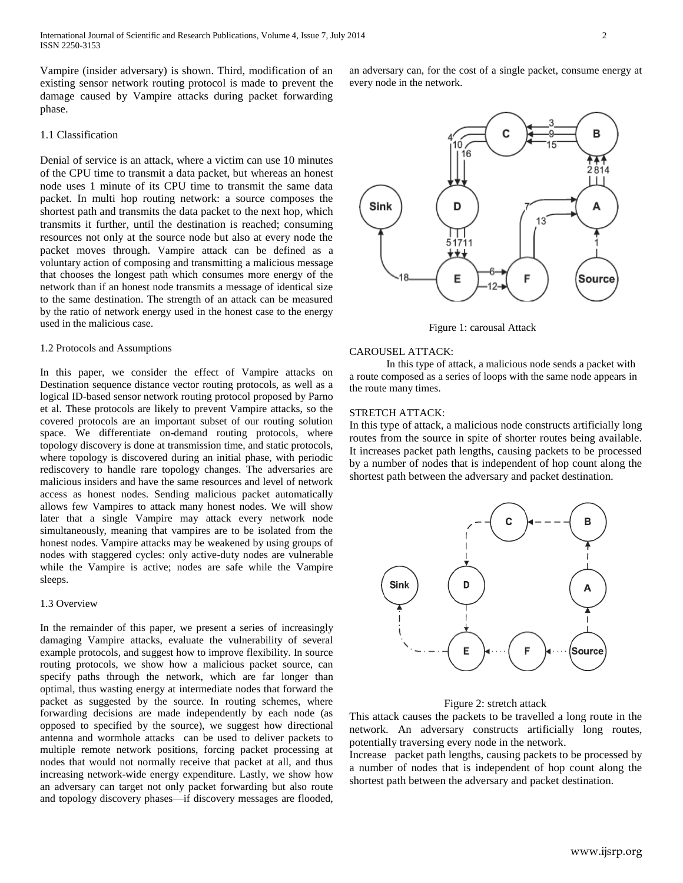Vampire (insider adversary) is shown. Third, modification of an existing sensor network routing protocol is made to prevent the damage caused by Vampire attacks during packet forwarding phase.

### 1.1 Classification

Denial of service is an attack, where a victim can use 10 minutes of the CPU time to transmit a data packet, but whereas an honest node uses 1 minute of its CPU time to transmit the same data packet. In multi hop routing network: a source composes the shortest path and transmits the data packet to the next hop, which transmits it further, until the destination is reached; consuming resources not only at the source node but also at every node the packet moves through. Vampire attack can be defined as a voluntary action of composing and transmitting a malicious message that chooses the longest path which consumes more energy of the network than if an honest node transmits a message of identical size to the same destination. The strength of an attack can be measured by the ratio of network energy used in the honest case to the energy used in the malicious case.

### 1.2 Protocols and Assumptions

In this paper, we consider the effect of Vampire attacks on Destination sequence distance vector routing protocols, as well as a logical ID-based sensor network routing protocol proposed by Parno et al. These protocols are likely to prevent Vampire attacks, so the covered protocols are an important subset of our routing solution space. We differentiate on-demand routing protocols, where topology discovery is done at transmission time, and static protocols, where topology is discovered during an initial phase, with periodic rediscovery to handle rare topology changes. The adversaries are malicious insiders and have the same resources and level of network access as honest nodes. Sending malicious packet automatically allows few Vampires to attack many honest nodes. We will show later that a single Vampire may attack every network node simultaneously, meaning that vampires are to be isolated from the honest nodes. Vampire attacks may be weakened by using groups of nodes with staggered cycles: only active-duty nodes are vulnerable while the Vampire is active; nodes are safe while the Vampire sleeps.

### 1.3 Overview

In the remainder of this paper, we present a series of increasingly damaging Vampire attacks, evaluate the vulnerability of several example protocols, and suggest how to improve flexibility. In source routing protocols, we show how a malicious packet source, can specify paths through the network, which are far longer than optimal, thus wasting energy at intermediate nodes that forward the packet as suggested by the source. In routing schemes, where forwarding decisions are made independently by each node (as opposed to specified by the source), we suggest how directional antenna and wormhole attacks can be used to deliver packets to multiple remote network positions, forcing packet processing at nodes that would not normally receive that packet at all, and thus increasing network-wide energy expenditure. Lastly, we show how an adversary can target not only packet forwarding but also route and topology discovery phases—if discovery messages are flooded, an adversary can, for the cost of a single packet, consume energy at every node in the network.

Figure 1: carousal Attack

CAROUSEL ATTACK:

In this type of attack, a malicious node sends a packet with a route composed as a series of loops with the same node appears in the route many times.

STRETCH ATTACK:

In this type of attack, a malicious node constructs artificially long routes from the source in spite of shorter routes being available. It increases packet path lengths, causing packets to be processed by a number of nodes that is independent of hop count along the shortest path between the adversary and packet destination.

Figure 2: stretch attack

This attack causes the packets to be travelled a long route in the network. An adversary constructs artificially long routes, potentially traversing every node in the network.

Increase packet path lengths, causing packets to be processed by a number of nodes that is independent of hop count along the shortest path between the adversary and packet destination.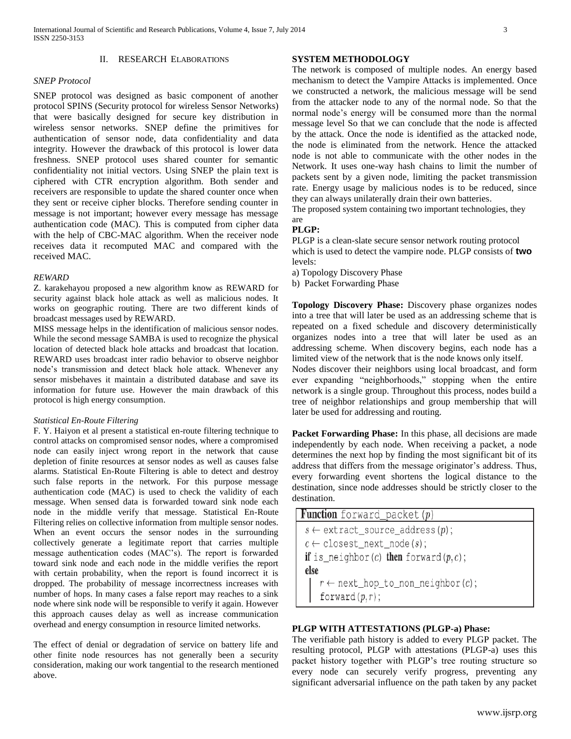## II. RESEARCH ELABORATIONS

### *SNEP Protocol*

SNEP protocol was designed as basic component of another protocol SPINS (Security protocol for wireless Sensor Networks) that were basically designed for secure key distribution in wireless sensor networks. SNEP define the primitives for authentication of sensor node, data confidentiality and data integrity. However the drawback of this protocol is lower data freshness. SNEP protocol uses shared counter for semantic confidentiality not initial vectors. Using SNEP the plain text is ciphered with CTR encryption algorithm. Both sender and receivers are responsible to update the shared counter once when they sent or receive cipher blocks. Therefore sending counter in message is not important; however every message has message authentication code (MAC). This is computed from cipher data with the help of CBC-MAC algorithm. When the receiver node receives data it recomputed MAC and compared with the received MAC.

### *REWARD*

Z. karakehayou proposed a new algorithm know as REWARD for security against black hole attack as well as malicious nodes. It works on geographic routing. There are two different kinds of broadcast messages used by REWARD.

MISS message helps in the identification of malicious sensor nodes. While the second message SAMBA is used to recognize the physical location of detected black hole attacks and broadcast that location. REWARD uses broadcast inter radio behavior to observe neighbor node's transmission and detect black hole attack. Whenever any sensor misbehaves it maintain a distributed database and save its information for future use. However the main drawback of this protocol is high energy consumption.

### *Statistical En-Route Filtering*

F. Y. Haiyon et al present a statistical en-route filtering technique to control attacks on compromised sensor nodes, where a compromised node can easily inject wrong report in the network that cause depletion of finite resources at sensor nodes as well as causes false alarms. Statistical En-Route Filtering is able to detect and destroy such false reports in the network. For this purpose message authentication code (MAC) is used to check the validity of each message. When sensed data is forwarded toward sink node each node in the middle verify that message. Statistical En-Route Filtering relies on collective information from multiple sensor nodes. When an event occurs the sensor nodes in the surrounding collectively generate a legitimate report that carries multiple message authentication codes (MAC's). The report is forwarded toward sink node and each node in the middle verifies the report with certain probability, when the report is found incorrect it is dropped. The probability of message incorrectness increases with number of hops. In many cases a false report may reaches to a sink node where sink node will be responsible to verify it again. However this approach causes delay as well as increase communication overhead and energy consumption in resource limited networks.

The effect of denial or degradation of service on battery life and other finite node resources has not generally been a security consideration, making our work tangential to the research mentioned above.

**SYSTEM METHODOLOGY**

The network is composed of multiple nodes. An energy based mechanism to detect the Vampire Attacks is implemented. Once we constructed a network, the malicious message will be send from the attacker node to any of the normal node. So that the normal node's energy will be consumed more than the normal message level So that we can conclude that the node is affected by the attack. Once the node is identified as the attacked node, the node is eliminated from the network. Hence the attacked node is not able to communicate with the other nodes in the Network. It uses one-way hash chains to limit the number of packets sent by a given node, limiting the packet transmission rate. Energy usage by malicious nodes is to be reduced, since they can always unilaterally drain their own batteries.

The proposed system containing two important technologies, they are

**PLGP:**

PLGP is a clean-slate secure sensor network routing protocol which is used to detect the vampire node. PLGP consists of **two** levels:

a) Topology Discovery Phase
b) Packet Forwarding Phase

**Topology Discovery Phase:** Discovery phase organizes nodes into a tree that will later be used as an addressing scheme that is repeated on a fixed schedule and discovery deterministically organizes nodes into a tree that will later be used as an addressing scheme. When discovery begins, each node has a limited view of the network that is the node knows only itself.

Nodes discover their neighbors using local broadcast, and form ever expanding "neighborhoods," stopping when the entire network is a single group. Throughout this process, nodes build a tree of neighbor relationships and group membership that will later be used for addressing and routing.

**Packet Forwarding Phase:** In this phase, all decisions are made independently by each node. When receiving a packet, a node determines the next hop by finding the most significant bit of its address that differs from the message originator's address. Thus, every forwarding event shortens the logical distance to the destination, since node addresses should be strictly closer to the destination.

```
Function forward_packet(p)
  s ← extract_source_address(p);
  c ← closest_next_node(s);
  if is_neighbor(c) then forward(p,c);
  else
    r ← next_hop_to_non_neighbor(c);
    forward(p,r);
```

**PLGP WITH ATTESTATIONS (PLGP-a) Phase:**

The verifiable path history is added to every PLGP packet. The resulting protocol, PLGP with attestations (PLGP-a) uses this packet history together with PLGP's tree routing structure so every node can securely verify progress, preventing any significant adversarial influence on the path taken by any packet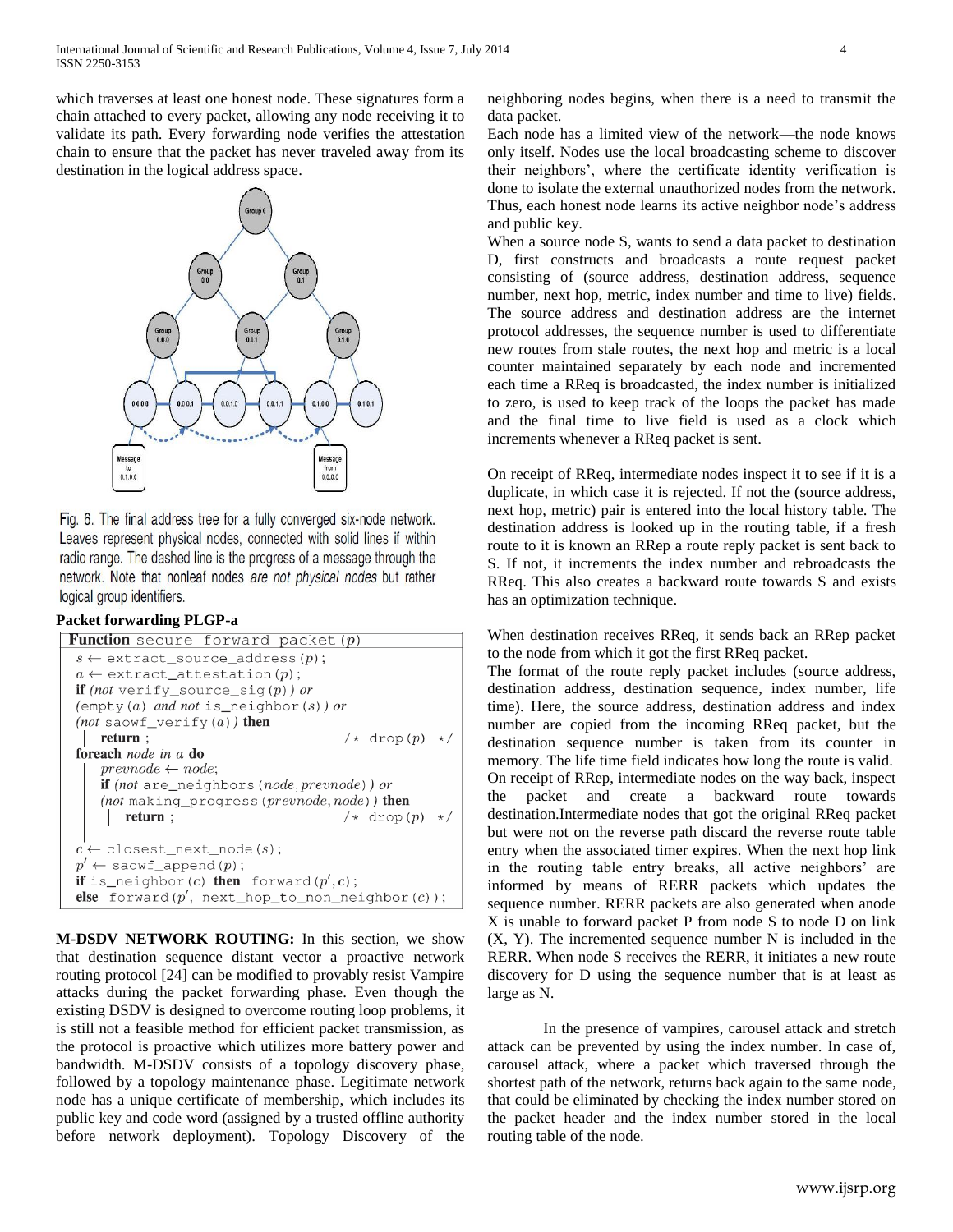which traverses at least one honest node. These signatures form a chain attached to every packet, allowing any node receiving it to validate its path. Every forwarding node verifies the attestation chain to ensure that the packet has never traveled away from its destination in the logical address space.

Fig. 6. The final address tree for a fully converged six-node network. Leaves represent physical nodes, connected with solid lines if within radio range. The dashed line is the progress of a message through the network. Note that nonleaf nodes *are not physical nodes* but rather logical group identifiers.

**Packet forwarding PLGP-a**

```
Function secure_forward_packet (p)
  s ← extract_source_address (p);
  a ← extract_attestation (p);
  if (not verify_source_sig (p)) or
  (empty (a) and not is_neighbor (s)) or
  (not saowf_verify (a)) then
    return ;                                  /* drop(p) */
  foreach node in a do
    prevnode ← node;
    if (not are_neighbors (node, prevnode)) or
    (not making_progress (prevnode, node)) then
      return ;                                /* drop(p) */

  c ← closest_next_node (s);
  p' ← saowf_append (p);
  if is_neighbor (c) then forward (p', c);
  else forward (p', next_hop_to_non_neighbor (c));
```

**M-DSDV NETWORK ROUTING:** In this section, we show that destination sequence distant vector a proactive network routing protocol [24] can be modified to provably resist Vampire attacks during the packet forwarding phase. Even though the existing DSDV is designed to overcome routing loop problems, it is still not a feasible method for efficient packet transmission, as the protocol is proactive which utilizes more battery power and bandwidth. M-DSDV consists of a topology discovery phase, followed by a topology maintenance phase. Legitimate network node has a unique certificate of membership, which includes its public key and code word (assigned by a trusted offline authority before network deployment). Topology Discovery of the neighboring nodes begins, when there is a need to transmit the data packet.

Each node has a limited view of the network—the node knows only itself. Nodes use the local broadcasting scheme to discover their neighbors', where the certificate identity verification is done to isolate the external unauthorized nodes from the network. Thus, each honest node learns its active neighbor node's address and public key.

When a source node S, wants to send a data packet to destination D, first constructs and broadcasts a route request packet consisting of (source address, destination address, sequence number, next hop, metric, index number and time to live) fields. The source address and destination address are the internet protocol addresses, the sequence number is used to differentiate new routes from stale routes, the next hop and metric is a local counter maintained separately by each node and incremented each time a RReq is broadcasted, the index number is initialized to zero, is used to keep track of the loops the packet has made and the final time to live field is used as a clock which increments whenever a RReq packet is sent.

On receipt of RReq, intermediate nodes inspect it to see if it is a duplicate, in which case it is rejected. If not the (source address, next hop, metric) pair is entered into the local history table. The destination address is looked up in the routing table, if a fresh route to it is known an RRep a route reply packet is sent back to S. If not, it increments the index number and rebroadcasts the RReq. This also creates a backward route towards S and exists has an optimization technique.

When destination receives RReq, it sends back an RRep packet to the node from which it got the first RReq packet.

The format of the route reply packet includes (source address, destination address, destination sequence, index number, life time). Here, the source address, destination address and index number are copied from the incoming RReq packet, but the destination sequence number is taken from its counter in memory. The life time field indicates how long the route is valid. On receipt of RRep, intermediate nodes on the way back, inspect the packet and create a backward route towards destination.Intermediate nodes that got the original RReq packet but were not on the reverse path discard the reverse route table entry when the associated timer expires. When the next hop link in the routing table entry breaks, all active neighbors' are informed by means of RERR packets which updates the sequence number. RERR packets are also generated when anode X is unable to forward packet P from node S to node D on link (X, Y). The incremented sequence number N is included in the RERR. When node S receives the RERR, it initiates a new route discovery for D using the sequence number that is at least as large as N.

In the presence of vampires, carousel attack and stretch attack can be prevented by using the index number. In case of, carousel attack, where a packet which traversed through the shortest path of the network, returns back again to the same node, that could be eliminated by checking the index number stored on the packet header and the index number stored in the local routing table of the node.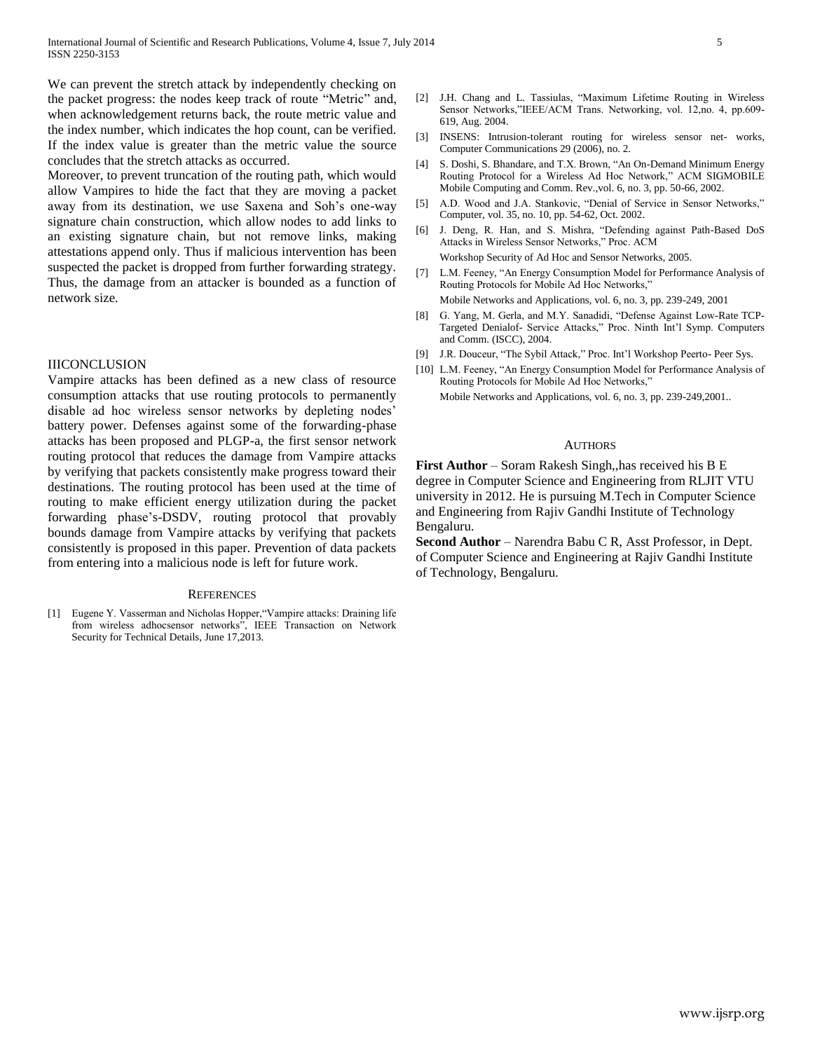We can prevent the stretch attack by independently checking on the packet progress: the nodes keep track of route "Metric" and, when acknowledgement returns back, the route metric value and the index number, which indicates the hop count, can be verified. If the index value is greater than the metric value the source concludes that the stretch attacks as occurred.

Moreover, to prevent truncation of the routing path, which would allow Vampires to hide the fact that they are moving a packet away from its destination, we use Saxena and Soh's one-way signature chain construction, which allow nodes to add links to an existing signature chain, but not remove links, making attestations append only. Thus if malicious intervention has been suspected the packet is dropped from further forwarding strategy. Thus, the damage from an attacker is bounded as a function of network size.

## IIICONCLUSION

Vampire attacks has been defined as a new class of resource consumption attacks that use routing protocols to permanently disable ad hoc wireless sensor networks by depleting nodes' battery power. Defenses against some of the forwarding-phase attacks has been proposed and PLGP-a, the first sensor network routing protocol that reduces the damage from Vampire attacks by verifying that packets consistently make progress toward their destinations. The routing protocol has been used at the time of routing to make efficient energy utilization during the packet forwarding phase's-DSDV, routing protocol that provably bounds damage from Vampire attacks by verifying that packets consistently is proposed in this paper. Prevention of data packets from entering into a malicious node is left for future work.

## REFERENCES

[1] Eugene Y. Vasserman and Nicholas Hopper,"Vampire attacks: Draining life from wireless adhocsensor networks", IEEE Transaction on Network Security for Technical Details, June 17,2013.

[2] J.H. Chang and L. Tassiulas, "Maximum Lifetime Routing in Wireless Sensor Networks,"IEEE/ACM Trans. Networking, vol. 12,no. 4, pp.609-619, Aug. 2004.

[3] INSENS: Intrusion-tolerant routing for wireless sensor net- works, Computer Communications 29 (2006), no. 2.

[4] S. Doshi, S. Bhandare, and T.X. Brown, "An On-Demand Minimum Energy Routing Protocol for a Wireless Ad Hoc Network," ACM SIGMOBILE Mobile Computing and Comm. Rev.,vol. 6, no. 3, pp. 50-66, 2002.

[5] A.D. Wood and J.A. Stankovic, "Denial of Service in Sensor Networks," Computer, vol. 35, no. 10, pp. 54-62, Oct. 2002.

[6] J. Deng, R. Han, and S. Mishra, "Defending against Path-Based DoS Attacks in Wireless Sensor Networks," Proc. ACM Workshop Security of Ad Hoc and Sensor Networks, 2005.

[7] L.M. Feeney, "An Energy Consumption Model for Performance Analysis of Routing Protocols for Mobile Ad Hoc Networks," Mobile Networks and Applications, vol. 6, no. 3, pp. 239-249, 2001

[8] G. Yang, M. Gerla, and M.Y. Sanadidi, "Defense Against Low-Rate TCP-Targeted Denialof- Service Attacks," Proc. Ninth Int'l Symp. Computers and Comm. (ISCC), 2004.

[9] J.R. Douceur, "The Sybil Attack," Proc. Int'l Workshop Peerto- Peer Sys.

[10] L.M. Feeney, "An Energy Consumption Model for Performance Analysis of Routing Protocols for Mobile Ad Hoc Networks," Mobile Networks and Applications, vol. 6, no. 3, pp. 239-249,2001..

## AUTHORS

**First Author** – Soram Rakesh Singh,,has received his B E degree in Computer Science and Engineering from RLJIT VTU university in 2012. He is pursuing M.Tech in Computer Science and Engineering from Rajiv Gandhi Institute of Technology Bengaluru.

**Second Author** – Narendra Babu C R, Asst Professor, in Dept. of Computer Science and Engineering at Rajiv Gandhi Institute of Technology, Bengaluru.